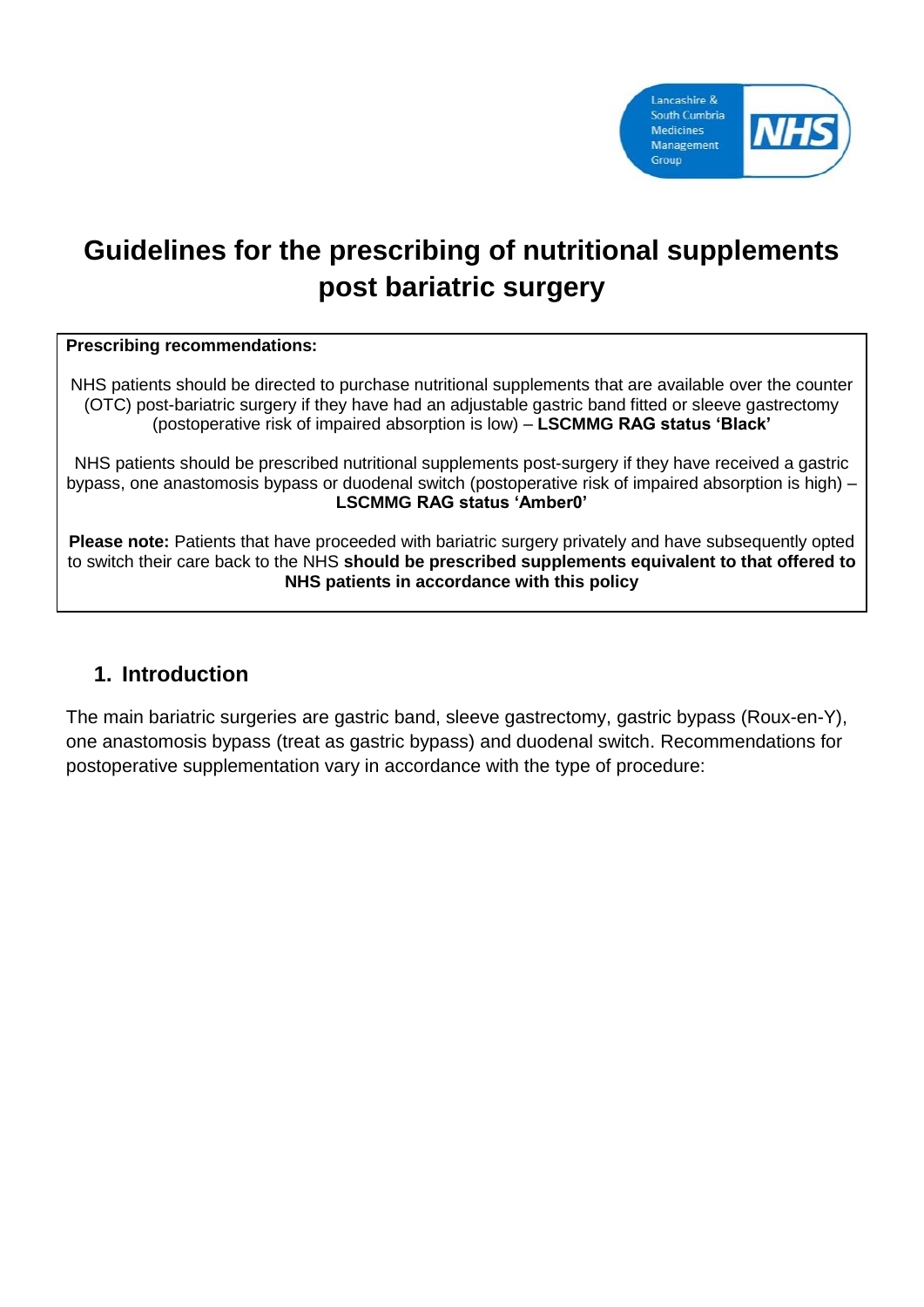Lancashire & South Cumbria Medicines Management Group NHS

# Guidelines for the prescribing of nutritional supplements post bariatric surgery

**Prescribing recommendations:**

NHS patients should be directed to purchase nutritional supplements that are available over the counter (OTC) post-bariatric surgery if they have had an adjustable gastric band fitted or sleeve gastrectomy (postoperative risk of impaired absorption is low) – **LSCMMG RAG status 'Black'**

NHS patients should be prescribed nutritional supplements post-surgery if they have received a gastric bypass, one anastomosis bypass or duodenal switch (postoperative risk of impaired absorption is high) – **LSCMMG RAG status 'Amber0'**

**Please note:** Patients that have proceeded with bariatric surgery privately and have subsequently opted to switch their care back to the NHS **should be prescribed supplements equivalent to that offered to NHS patients in accordance with this policy**

## 1. Introduction

The main bariatric surgeries are gastric band, sleeve gastrectomy, gastric bypass (Roux-en-Y), one anastomosis bypass (treat as gastric bypass) and duodenal switch. Recommendations for postoperative supplementation vary in accordance with the type of procedure: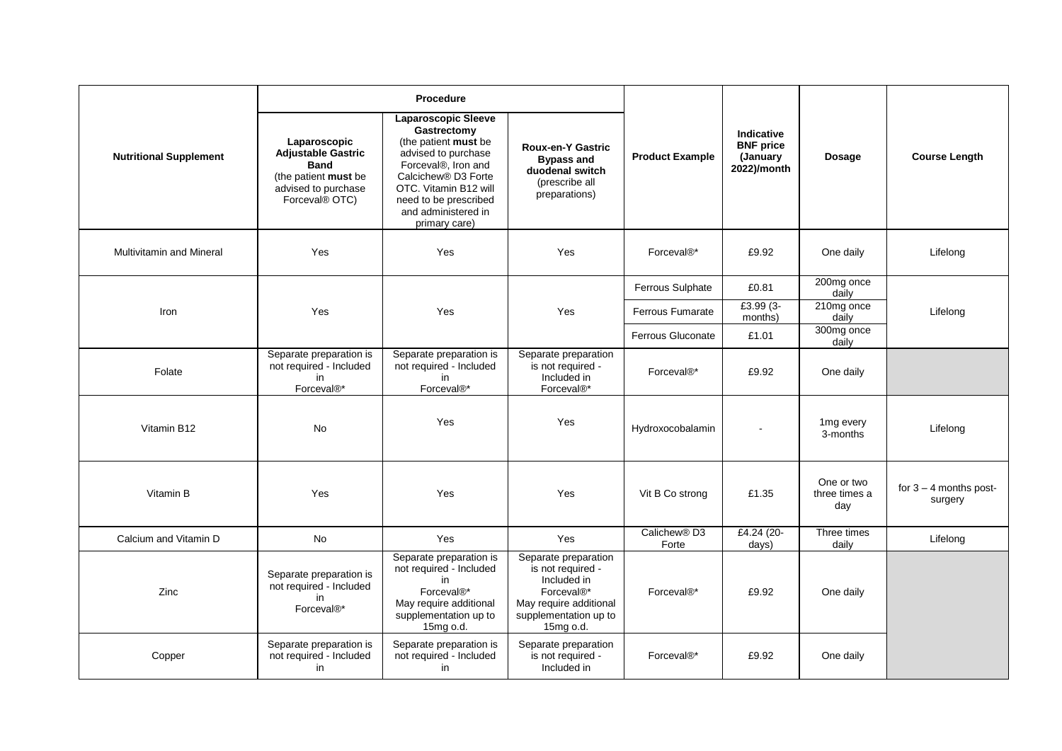| Nutritional Supplement | Procedure | | | Product Example | Indicative BNF price (January 2022)/month | Dosage | Course Length |
|---|---|---|---|---|---|---|---|
| | Laparoscopic Adjustable Gastric Band (the patient **must** be advised to purchase Forceval® OTC) | Laparoscopic Sleeve Gastrectomy (the patient **must** be advised to purchase Forceval®, Iron and Calcichew® D3 Forte OTC. Vitamin B12 will need to be prescribed and administered in primary care) | Roux-en-Y Gastric Bypass and duodenal switch (prescribe all preparations) | | | | |
| Multivitamin and Mineral | Yes | Yes | Yes | Forceval®* | £9.92 | One daily | Lifelong |
| Iron | Yes | Yes | Yes | Ferrous Sulphate | £0.81 | 200mg once daily | Lifelong |
| | | | | Ferrous Fumarate | £3.99 (3-months) | 210mg once daily | |
| | | | | Ferrous Gluconate | £1.01 | 300mg once daily | |
| Folate | Separate preparation is not required - Included in Forceval®* | Separate preparation is not required - Included in Forceval®* | Separate preparation is not required - Included in Forceval®* | Forceval®* | £9.92 | One daily | |
| Vitamin B12 | No | Yes | Yes | Hydroxocobalamin | - | 1mg every 3-months | Lifelong |
| Vitamin B | Yes | Yes | Yes | Vit B Co strong | £1.35 | One or two three times a day | for 3 – 4 months post-surgery |
| Calcium and Vitamin D | No | Yes | Yes | Calichew® D3 Forte | £4.24 (20-days) | Three times daily | Lifelong |
| Zinc | Separate preparation is not required - Included in Forceval®* | Separate preparation is not required - Included in Forceval®* May require additional supplementation up to 15mg o.d. | Separate preparation is not required - Included in Forceval®* May require additional supplementation up to 15mg o.d. | Forceval®* | £9.92 | One daily | |
| Copper | Separate preparation is not required - Included in | Separate preparation is not required - Included in | Separate preparation is not required - Included in | Forceval®* | £9.92 | One daily | |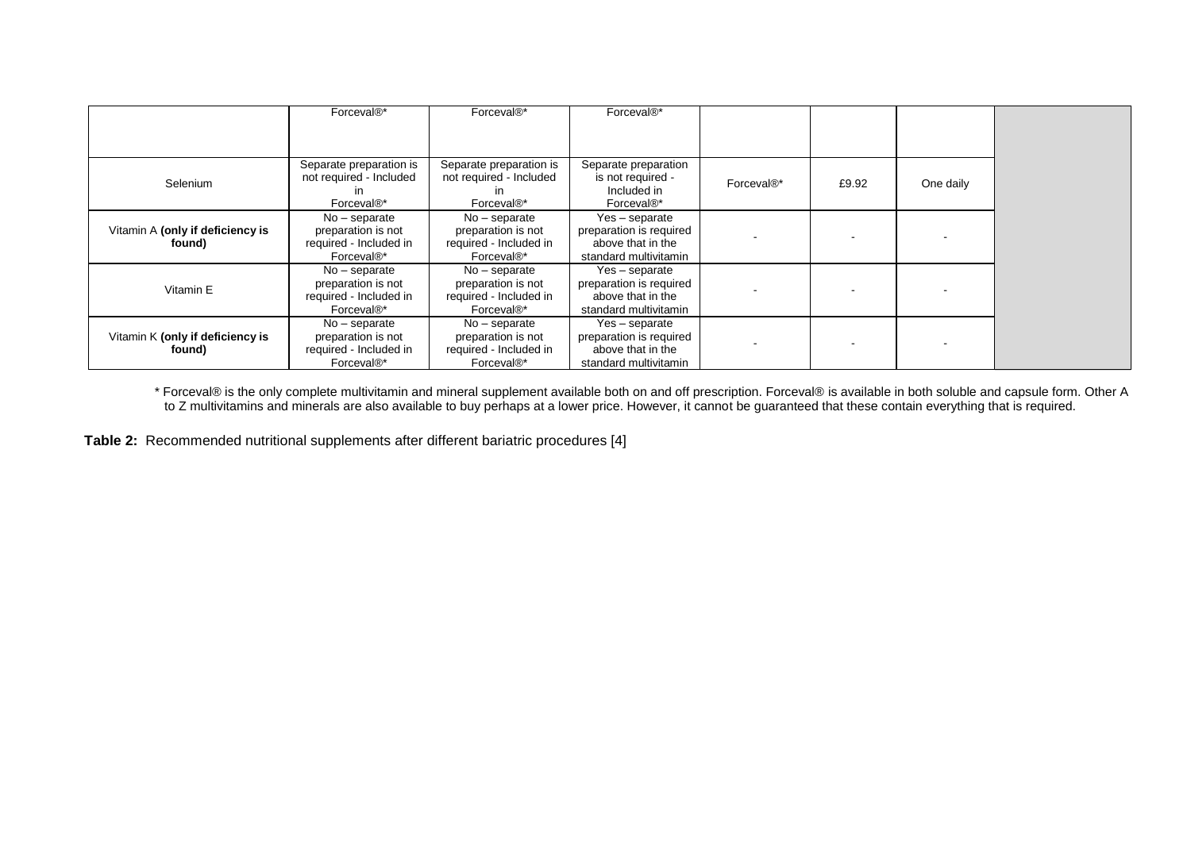| | | | | | | | |
|---|---|---|---|---|---|---|---|
| | Forceval®* | Forceval®* | Forceval®* | | | | |
| Selenium | Separate preparation is not required - Included in Forceval®* | Separate preparation is not required - Included in Forceval®* | Separate preparation is not required - Included in Forceval®* | Forceval®* | £9.92 | One daily | |
| Vitamin A **(only if deficiency is found)** | No – separate preparation is not required - Included in Forceval®* | No – separate preparation is not required - Included in Forceval®* | Yes – separate preparation is required above that in the standard multivitamin | - | - | - | |
| Vitamin E | No – separate preparation is not required - Included in Forceval®* | No – separate preparation is not required - Included in Forceval®* | Yes – separate preparation is required above that in the standard multivitamin | - | - | - | |
| Vitamin K **(only if deficiency is found)** | No – separate preparation is not required - Included in Forceval®* | No – separate preparation is not required - Included in Forceval®* | Yes – separate preparation is required above that in the standard multivitamin | - | - | - | |

\* Forceval® is the only complete multivitamin and mineral supplement available both on and off prescription. Forceval® is available in both soluble and capsule form. Other A to Z multivitamins and minerals are also available to buy perhaps at a lower price. However, it cannot be guaranteed that these contain everything that is required.

**Table 2:** Recommended nutritional supplements after different bariatric procedures [4]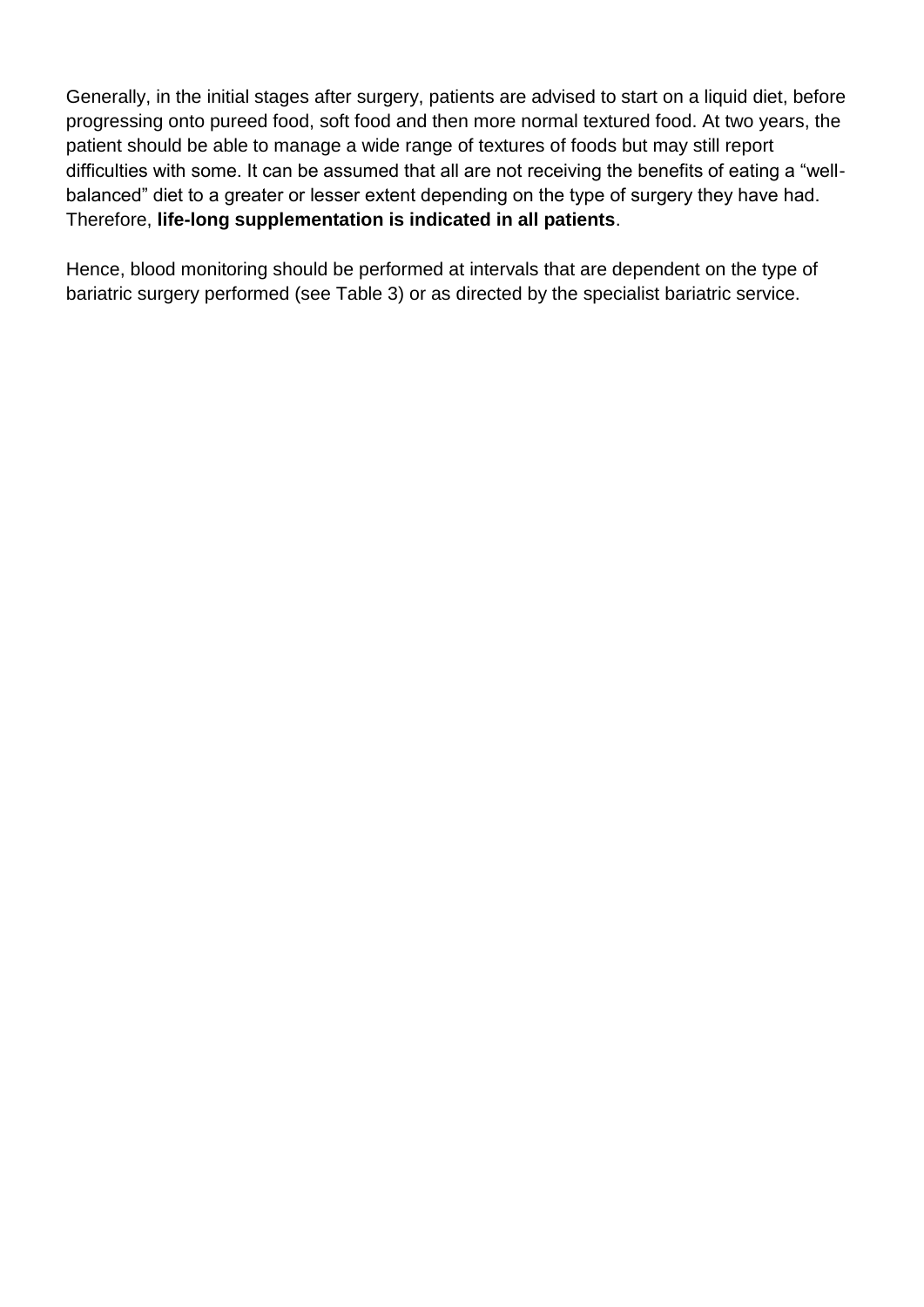Generally, in the initial stages after surgery, patients are advised to start on a liquid diet, before progressing onto pureed food, soft food and then more normal textured food. At two years, the patient should be able to manage a wide range of textures of foods but may still report difficulties with some. It can be assumed that all are not receiving the benefits of eating a "well-balanced" diet to a greater or lesser extent depending on the type of surgery they have had. Therefore, **life-long supplementation is indicated in all patients**.

Hence, blood monitoring should be performed at intervals that are dependent on the type of bariatric surgery performed (see Table 3) or as directed by the specialist bariatric service.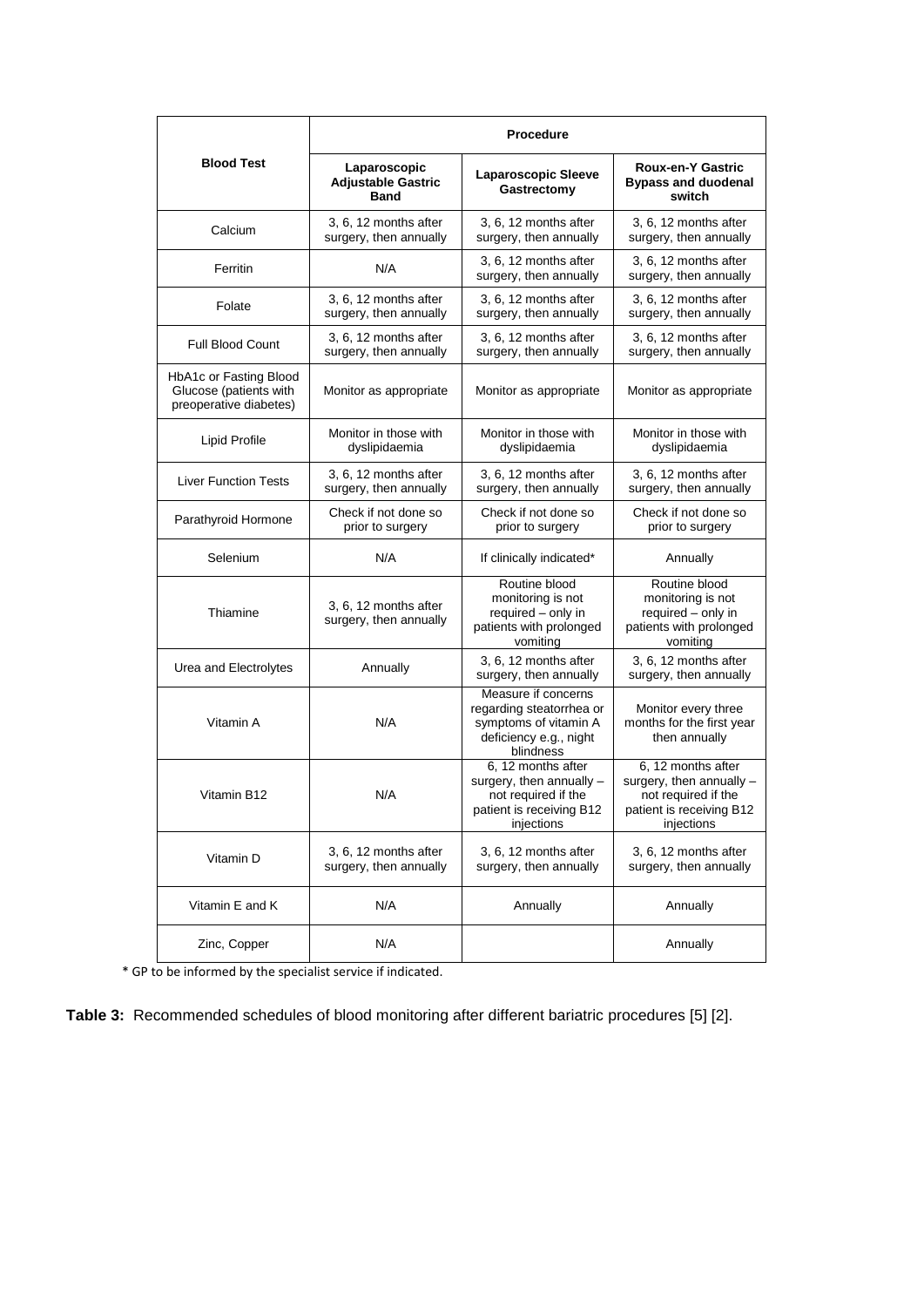| Blood Test | Procedure | | |
|---|---|---|---|
| | **Laparoscopic Adjustable Gastric Band** | **Laparoscopic Sleeve Gastrectomy** | **Roux-en-Y Gastric Bypass and duodenal switch** |
| Calcium | 3, 6, 12 months after surgery, then annually | 3, 6, 12 months after surgery, then annually | 3, 6, 12 months after surgery, then annually |
| Ferritin | N/A | 3, 6, 12 months after surgery, then annually | 3, 6, 12 months after surgery, then annually |
| Folate | 3, 6, 12 months after surgery, then annually | 3, 6, 12 months after surgery, then annually | 3, 6, 12 months after surgery, then annually |
| Full Blood Count | 3, 6, 12 months after surgery, then annually | 3, 6, 12 months after surgery, then annually | 3, 6, 12 months after surgery, then annually |
| HbA1c or Fasting Blood Glucose (patients with preoperative diabetes) | Monitor as appropriate | Monitor as appropriate | Monitor as appropriate |
| Lipid Profile | Monitor in those with dyslipidaemia | Monitor in those with dyslipidaemia | Monitor in those with dyslipidaemia |
| Liver Function Tests | 3, 6, 12 months after surgery, then annually | 3, 6, 12 months after surgery, then annually | 3, 6, 12 months after surgery, then annually |
| Parathyroid Hormone | Check if not done so prior to surgery | Check if not done so prior to surgery | Check if not done so prior to surgery |
| Selenium | N/A | If clinically indicated* | Annually |
| Thiamine | 3, 6, 12 months after surgery, then annually | Routine blood monitoring is not required – only in patients with prolonged vomiting | Routine blood monitoring is not required – only in patients with prolonged vomiting |
| Urea and Electrolytes | Annually | 3, 6, 12 months after surgery, then annually | 3, 6, 12 months after surgery, then annually |
| Vitamin A | N/A | Measure if concerns regarding steatorrhea or symptoms of vitamin A deficiency e.g., night blindness | Monitor every three months for the first year then annually |
| Vitamin B12 | N/A | 6, 12 months after surgery, then annually – not required if the patient is receiving B12 injections | 6, 12 months after surgery, then annually – not required if the patient is receiving B12 injections |
| Vitamin D | 3, 6, 12 months after surgery, then annually | 3, 6, 12 months after surgery, then annually | 3, 6, 12 months after surgery, then annually |
| Vitamin E and K | N/A | Annually | Annually |
| Zinc, Copper | N/A | | Annually |

* GP to be informed by the specialist service if indicated.

**Table 3:** Recommended schedules of blood monitoring after different bariatric procedures [5] [2].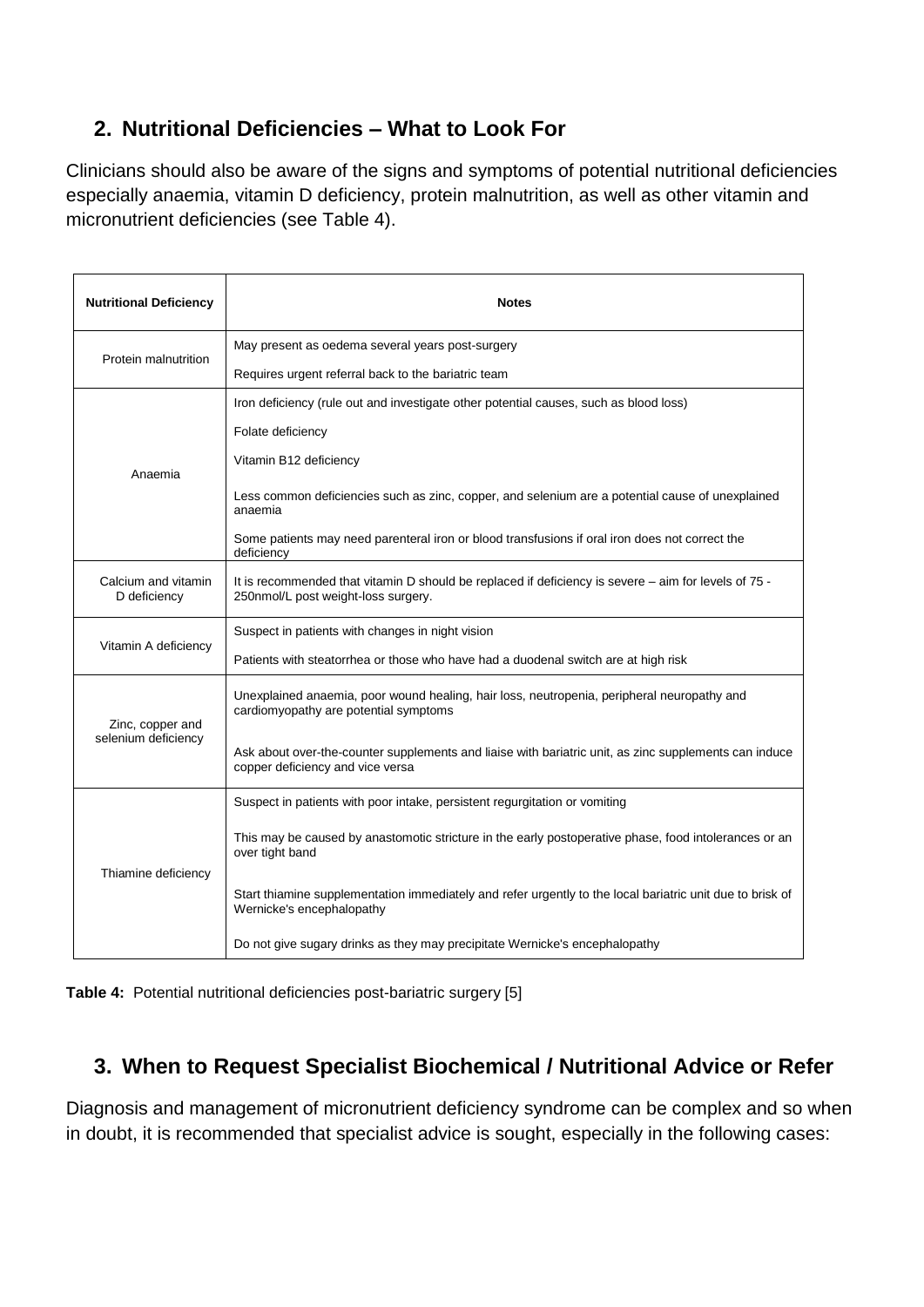## 2. Nutritional Deficiencies – What to Look For

Clinicians should also be aware of the signs and symptoms of potential nutritional deficiencies especially anaemia, vitamin D deficiency, protein malnutrition, as well as other vitamin and micronutrient deficiencies (see Table 4).

| Nutritional Deficiency | Notes |
|---|---|
| Protein malnutrition | May present as oedema several years post-surgery |
| | Requires urgent referral back to the bariatric team |
| Anaemia | Iron deficiency (rule out and investigate other potential causes, such as blood loss) |
| | Folate deficiency |
| | Vitamin B12 deficiency |
| | Less common deficiencies such as zinc, copper, and selenium are a potential cause of unexplained anaemia |
| | Some patients may need parenteral iron or blood transfusions if oral iron does not correct the deficiency |
| Calcium and vitamin D deficiency | It is recommended that vitamin D should be replaced if deficiency is severe – aim for levels of 75 - 250nmol/L post weight-loss surgery. |
| Vitamin A deficiency | Suspect in patients with changes in night vision |
| | Patients with steatorrhea or those who have had a duodenal switch are at high risk |
| Zinc, copper and selenium deficiency | Unexplained anaemia, poor wound healing, hair loss, neutropenia, peripheral neuropathy and cardiomyopathy are potential symptoms |
| | Ask about over-the-counter supplements and liaise with bariatric unit, as zinc supplements can induce copper deficiency and vice versa |
| Thiamine deficiency | Suspect in patients with poor intake, persistent regurgitation or vomiting |
| | This may be caused by anastomotic stricture in the early postoperative phase, food intolerances or an over tight band |
| | Start thiamine supplementation immediately and refer urgently to the local bariatric unit due to brisk of Wernicke's encephalopathy |
| | Do not give sugary drinks as they may precipitate Wernicke's encephalopathy |

**Table 4:** Potential nutritional deficiencies post-bariatric surgery [5]

## 3. When to Request Specialist Biochemical / Nutritional Advice or Refer

Diagnosis and management of micronutrient deficiency syndrome can be complex and so when in doubt, it is recommended that specialist advice is sought, especially in the following cases: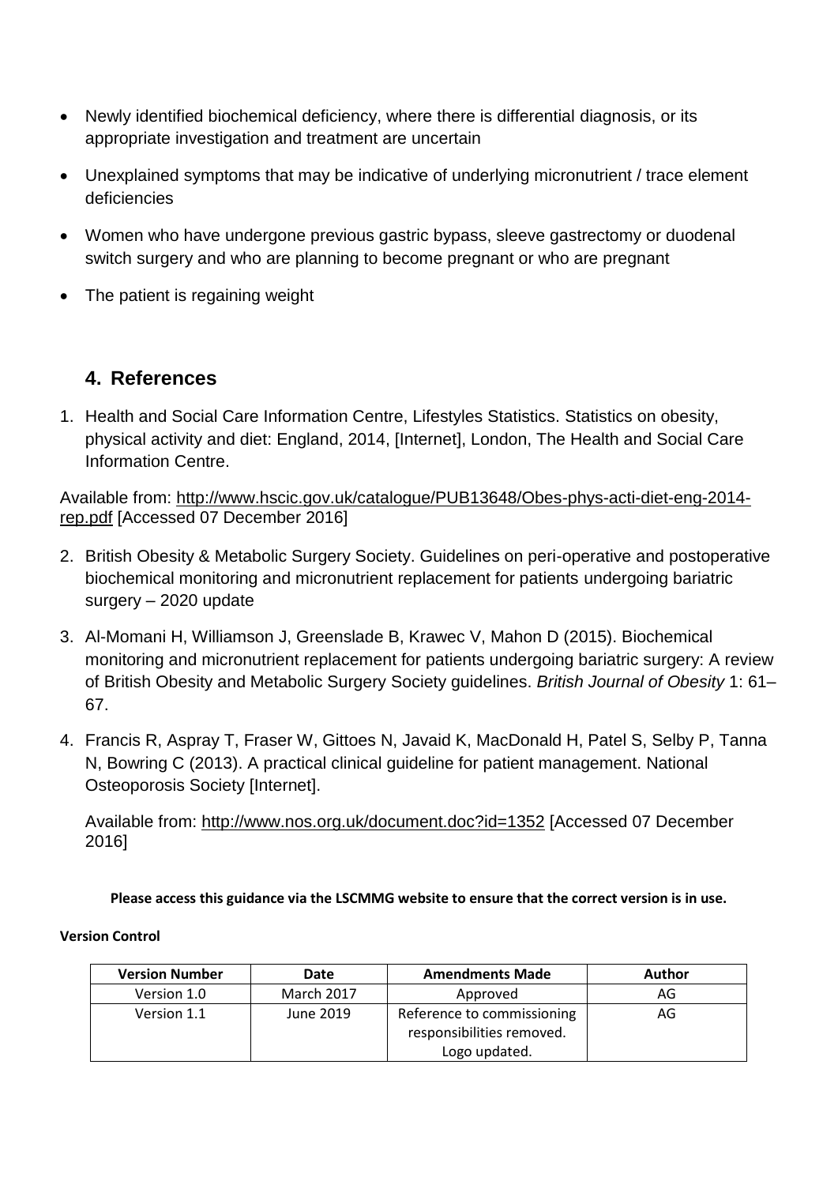- Newly identified biochemical deficiency, where there is differential diagnosis, or its appropriate investigation and treatment are uncertain
- Unexplained symptoms that may be indicative of underlying micronutrient / trace element deficiencies
- Women who have undergone previous gastric bypass, sleeve gastrectomy or duodenal switch surgery and who are planning to become pregnant or who are pregnant
- The patient is regaining weight

## 4. References

1. Health and Social Care Information Centre, Lifestyles Statistics. Statistics on obesity, physical activity and diet: England, 2014, [Internet], London, The Health and Social Care Information Centre.

Available from: http://www.hscic.gov.uk/catalogue/PUB13648/Obes-phys-acti-diet-eng-2014-rep.pdf [Accessed 07 December 2016]

2. British Obesity & Metabolic Surgery Society. Guidelines on peri-operative and postoperative biochemical monitoring and micronutrient replacement for patients undergoing bariatric surgery – 2020 update
3. Al-Momani H, Williamson J, Greenslade B, Krawec V, Mahon D (2015). Biochemical monitoring and micronutrient replacement for patients undergoing bariatric surgery: A review of British Obesity and Metabolic Surgery Society guidelines. *British Journal of Obesity* 1: 61–67.
4. Francis R, Aspray T, Fraser W, Gittoes N, Javaid K, MacDonald H, Patel S, Selby P, Tanna N, Bowring C (2013). A practical clinical guideline for patient management. National Osteoporosis Society [Internet].

   Available from: http://www.nos.org.uk/document.doc?id=1352 [Accessed 07 December 2016]

**Please access this guidance via the LSCMMG website to ensure that the correct version is in use.**

**Version Control**

| Version Number | Date | Amendments Made | Author |
|---|---|---|---|
| Version 1.0 | March 2017 | Approved | AG |
| Version 1.1 | June 2019 | Reference to commissioning responsibilities removed. Logo updated. | AG |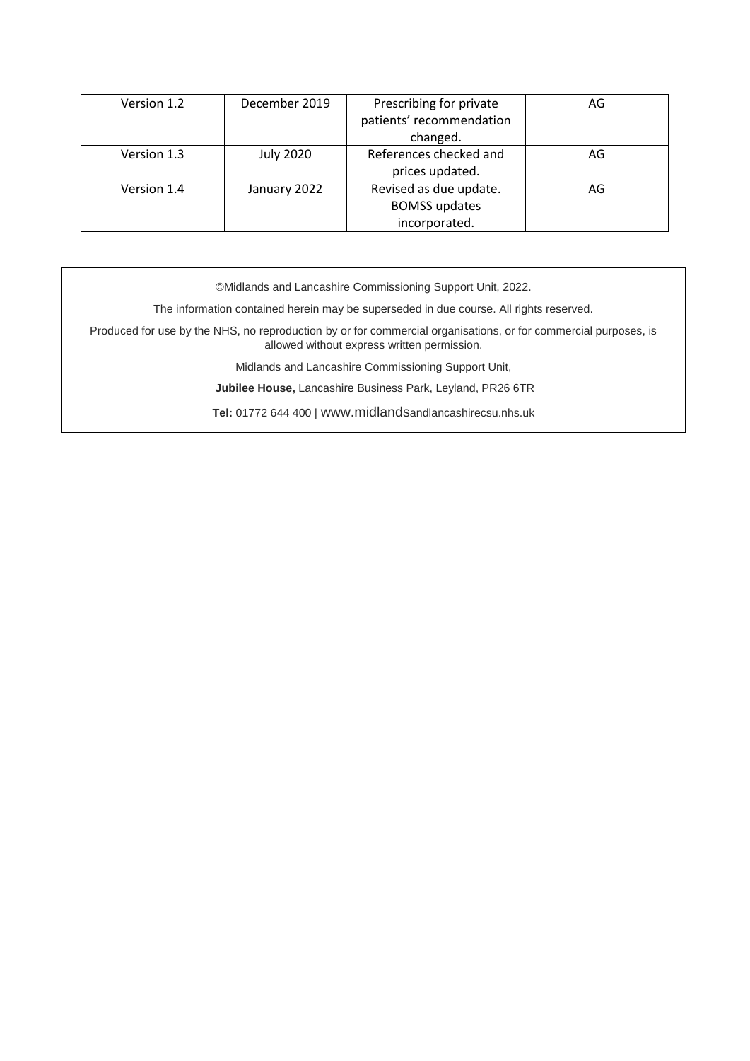| | | | |
|---|---|---|---|
| Version 1.2 | December 2019 | Prescribing for private patients' recommendation changed. | AG |
| Version 1.3 | July 2020 | References checked and prices updated. | AG |
| Version 1.4 | January 2022 | Revised as due update. BOMSS updates incorporated. | AG |

©Midlands and Lancashire Commissioning Support Unit, 2022.

The information contained herein may be superseded in due course. All rights reserved.

Produced for use by the NHS, no reproduction by or for commercial organisations, or for commercial purposes, is allowed without express written permission.

Midlands and Lancashire Commissioning Support Unit,

**Jubilee House,** Lancashire Business Park, Leyland, PR26 6TR

**Tel:** 01772 644 400 | www.midlandsandlancashirecsu.nhs.uk